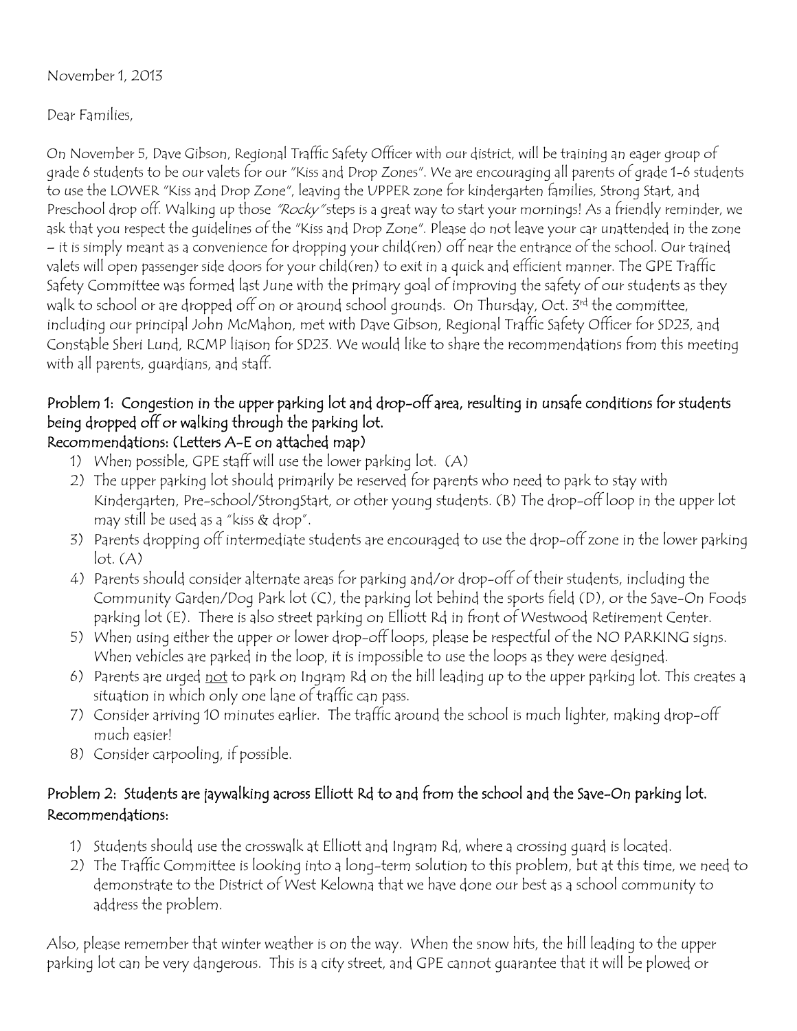November 1, 2013

Dear Families,

On November 5, Dave Gibson, Regional Traffic Safety Officer with our district, will be training an eager group of grade 6 students to be our valets for our "Kiss and Drop Zones". We are encouraging all parents of grade 1-6 students to use the LOWER "Kiss and Drop Zone", leaving the UPPER zone for kindergarten families, Strong Start, and Preschool drop off. Walking up those *"Rocky"* steps is a great way to start your mornings! As a friendly reminder, we ask that you respect the guidelines of the "Kiss and Drop Zone". Please do not leave your car unattended in the zone – it is simply meant as a convenience for dropping your child(ren) off near the entrance of the school. Our trained valets will open passenger side doors for your child(ren) to exit in a quick and efficient manner. The GPE Traffic Safety Committee was formed last June with the primary goal of improving the safety of our students as they walk to school or are dropped off on or around school grounds. On Thursday, Oct. 3rd the committee, including our principal John McMahon, met with Dave Gibson, Regional Traffic Safety Officer for SD23, and Constable Sheri Lund, RCMP liaison for SD23. We would like to share the recommendations from this meeting with all parents, guardians, and staff.

**Problem 1: Congestion in the upper parking lot and drop-off area, resulting in unsafe conditions for students being dropped off or walking through the parking lot.**
**Recommendations: (Letters A-E on attached map)**

1) When possible, GPE staff will use the lower parking lot. (A)
2) The upper parking lot should primarily be reserved for parents who need to park to stay with Kindergarten, Pre-school/StrongStart, or other young students. (B) The drop-off loop in the upper lot may still be used as a "kiss & drop".
3) Parents dropping off intermediate students are encouraged to use the drop-off zone in the lower parking lot. (A)
4) Parents should consider alternate areas for parking and/or drop-off of their students, including the Community Garden/Dog Park lot (C), the parking lot behind the sports field (D), or the Save-On Foods parking lot (E). There is also street parking on Elliott Rd in front of Westwood Retirement Center.
5) When using either the upper or lower drop-off loops, please be respectful of the NO PARKING signs. When vehicles are parked in the loop, it is impossible to use the loops as they were designed.
6) Parents are urged <u>not</u> to park on Ingram Rd on the hill leading up to the upper parking lot. This creates a situation in which only one lane of traffic can pass.
7) Consider arriving 10 minutes earlier. The traffic around the school is much lighter, making drop-off much easier!
8) Consider carpooling, if possible.

**Problem 2: Students are jaywalking across Elliott Rd to and from the school and the Save-On parking lot.**
**Recommendations:**

1) Students should use the crosswalk at Elliott and Ingram Rd, where a crossing guard is located.
2) The Traffic Committee is looking into a long-term solution to this problem, but at this time, we need to demonstrate to the District of West Kelowna that we have done our best as a school community to address the problem.

Also, please remember that winter weather is on the way. When the snow hits, the hill leading to the upper parking lot can be very dangerous. This is a city street, and GPE cannot guarantee that it will be plowed or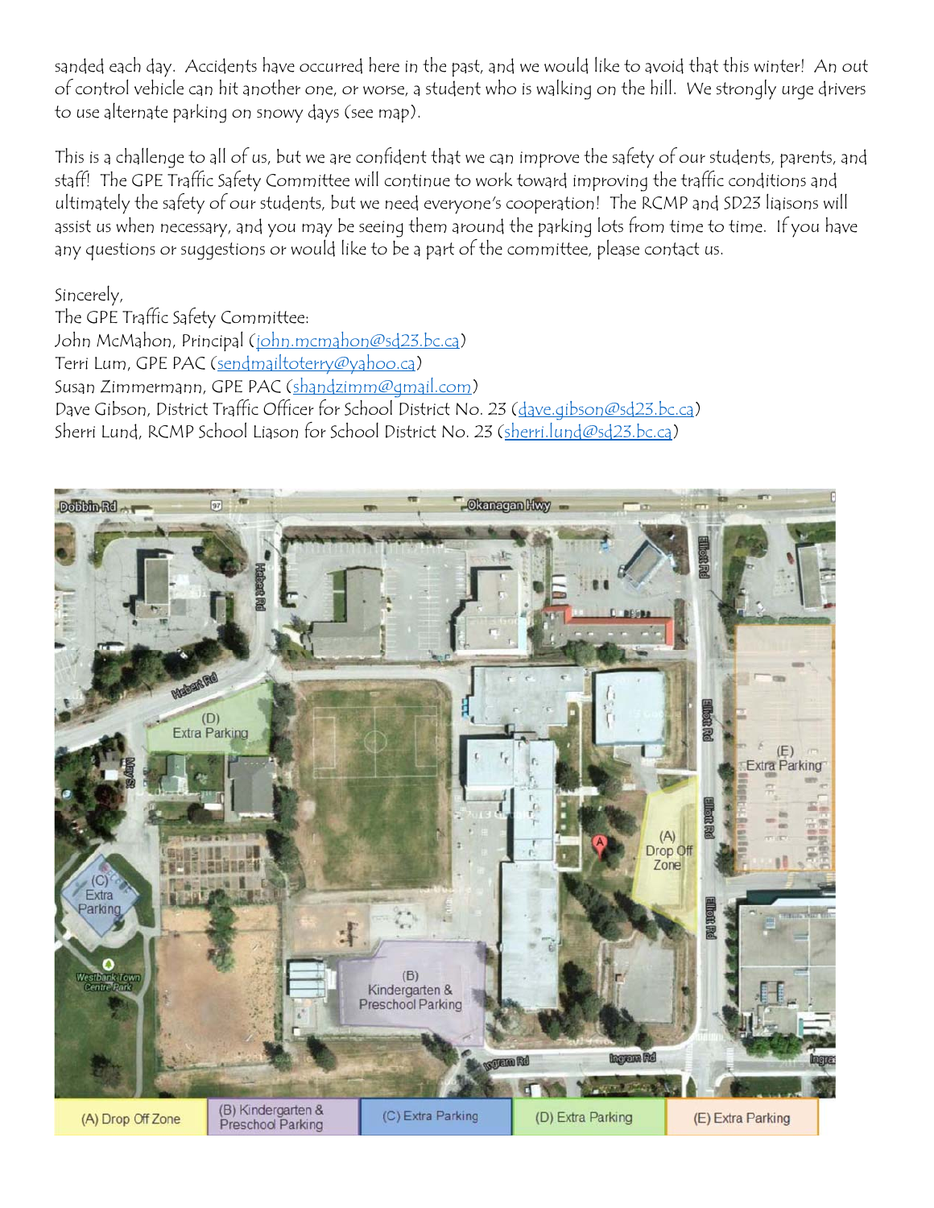sanded each day. Accidents have occurred here in the past, and we would like to avoid that this winter! An out of control vehicle can hit another one, or worse, a student who is walking on the hill. We strongly urge drivers to use alternate parking on snowy days (see map).

This is a challenge to all of us, but we are confident that we can improve the safety of our students, parents, and staff! The GPE Traffic Safety Committee will continue to work toward improving the traffic conditions and ultimately the safety of our students, but we need everyone's cooperation! The RCMP and SD23 liaisons will assist us when necessary, and you may be seeing them around the parking lots from time to time. If you have any questions or suggestions or would like to be a part of the committee, please contact us.

Sincerely,
The GPE Traffic Safety Committee:
John McMahon, Principal (john.mcmahon@sd23.bc.ca)
Terri Lum, GPE PAC (sendmailtoterry@yahoo.ca)
Susan Zimmermann, GPE PAC (shandzimm@gmail.com)
Dave Gibson, District Traffic Officer for School District No. 23 (dave.gibson@sd23.bc.ca)
Sherri Lund, RCMP School Liason for School District No. 23 (sherri.lund@sd23.bc.ca)

Dobbin Rd
Okanagan Hwy
Hebert Rd
Elliott Rd
May St
Westbank Town Centre Park
Ingram Rd

(A) Drop Off Zone
(B) Kindergarten & Preschool Parking
(C) Extra Parking
(D) Extra Parking
(E) Extra Parking

(A) Drop Off Zone | (B) Kindergarten & Preschool Parking | (C) Extra Parking | (D) Extra Parking | (E) Extra Parking